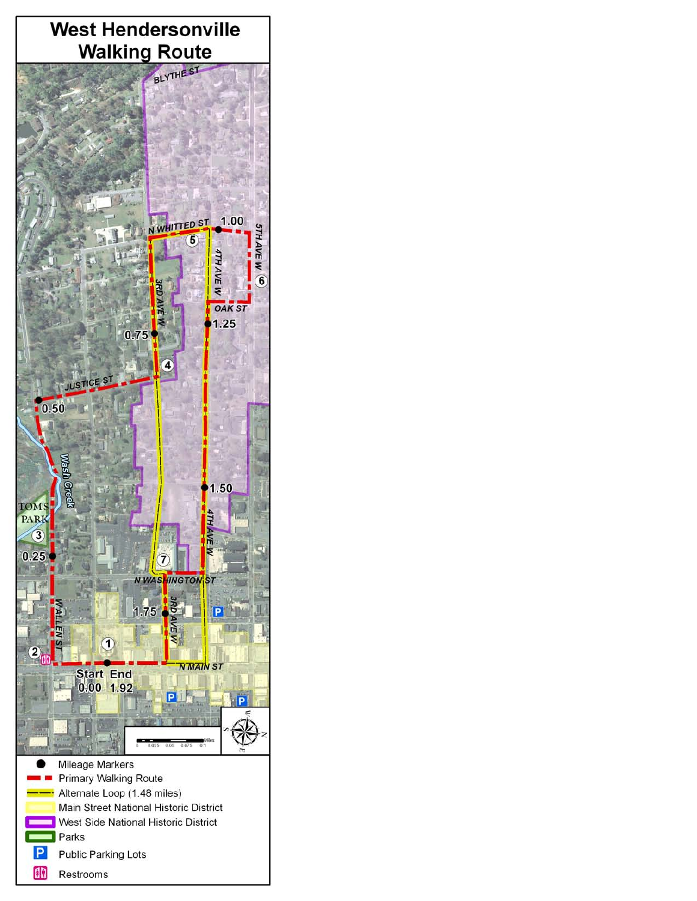# West Hendersonville Walking Route

BLYTHE ST

N WHITTED ST

1.00

5TH AVE W

4TH AVE W

5

6

OAK ST

3RD AVE W

1.25

0.75

4

JUSTICE ST

0.50

Wash Creek

1.50

4TH AVE W

TOM'S PARK

3

0.25

7

N WASHINGTON ST

1.75

3RD AVE W

W ALLEN ST

1

2

N MAIN ST

Start End

0.00 1.92

Miles: 0, 0.025, 0.05, 0.075, 0.1

- Mileage Markers
- Primary Walking Route
- Alternate Loop (1.48 miles)
- Main Street National Historic District
- West Side National Historic District
- Parks
- Public Parking Lots
- Restrooms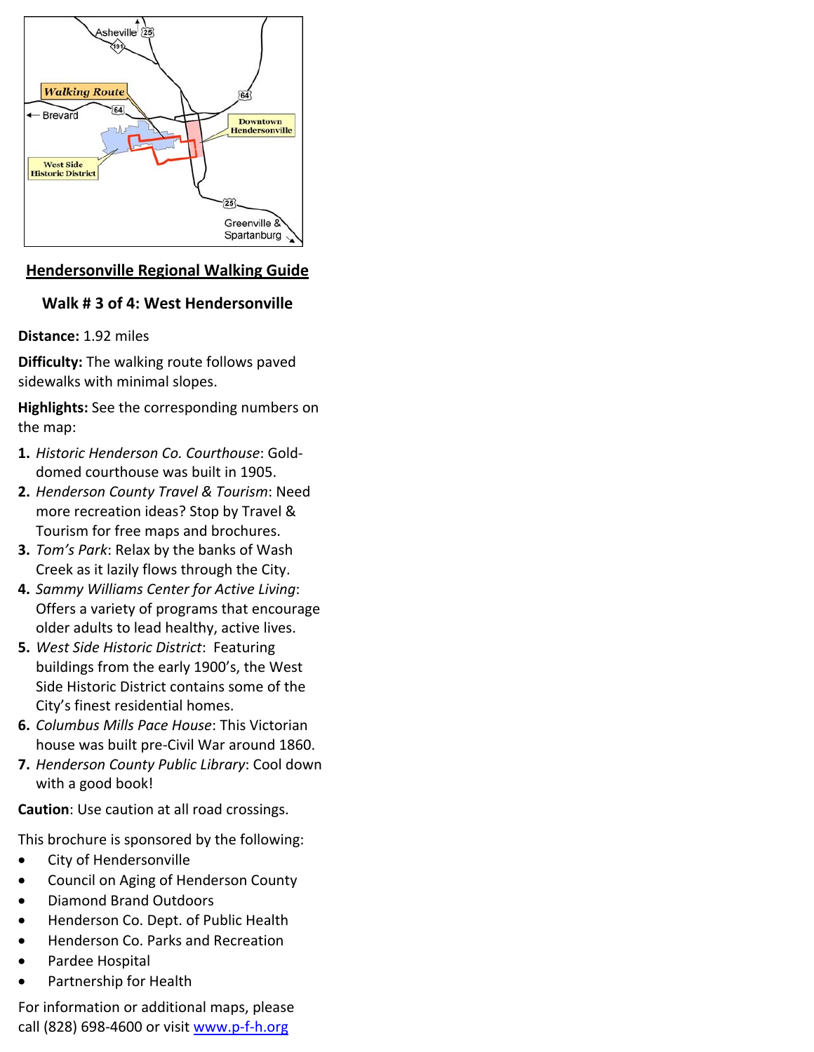Asheville 25
191
Walking Route
64
64
← Brevard
Downtown Hendersonville
West Side Historic District
25
Greenville & Spartanburg

## Hendersonville Regional Walking Guide

### Walk # 3 of 4: West Hendersonville

**Distance:** 1.92 miles

**Difficulty:** The walking route follows paved sidewalks with minimal slopes.

**Highlights:** See the corresponding numbers on the map:

1. *Historic Henderson Co. Courthouse*: Gold-domed courthouse was built in 1905.
2. *Henderson County Travel & Tourism*: Need more recreation ideas? Stop by Travel & Tourism for free maps and brochures.
3. *Tom's Park*: Relax by the banks of Wash Creek as it lazily flows through the City.
4. *Sammy Williams Center for Active Living*: Offers a variety of programs that encourage older adults to lead healthy, active lives.
5. *West Side Historic District*: Featuring buildings from the early 1900's, the West Side Historic District contains some of the City's finest residential homes.
6. *Columbus Mills Pace House*: This Victorian house was built pre-Civil War around 1860.
7. *Henderson County Public Library*: Cool down with a good book!

**Caution**: Use caution at all road crossings.

This brochure is sponsored by the following:

- City of Hendersonville
- Council on Aging of Henderson County
- Diamond Brand Outdoors
- Henderson Co. Dept. of Public Health
- Henderson Co. Parks and Recreation
- Pardee Hospital
- Partnership for Health

For information or additional maps, please call (828) 698-4600 or visit [www.p-f-h.org](http://www.p-f-h.org)